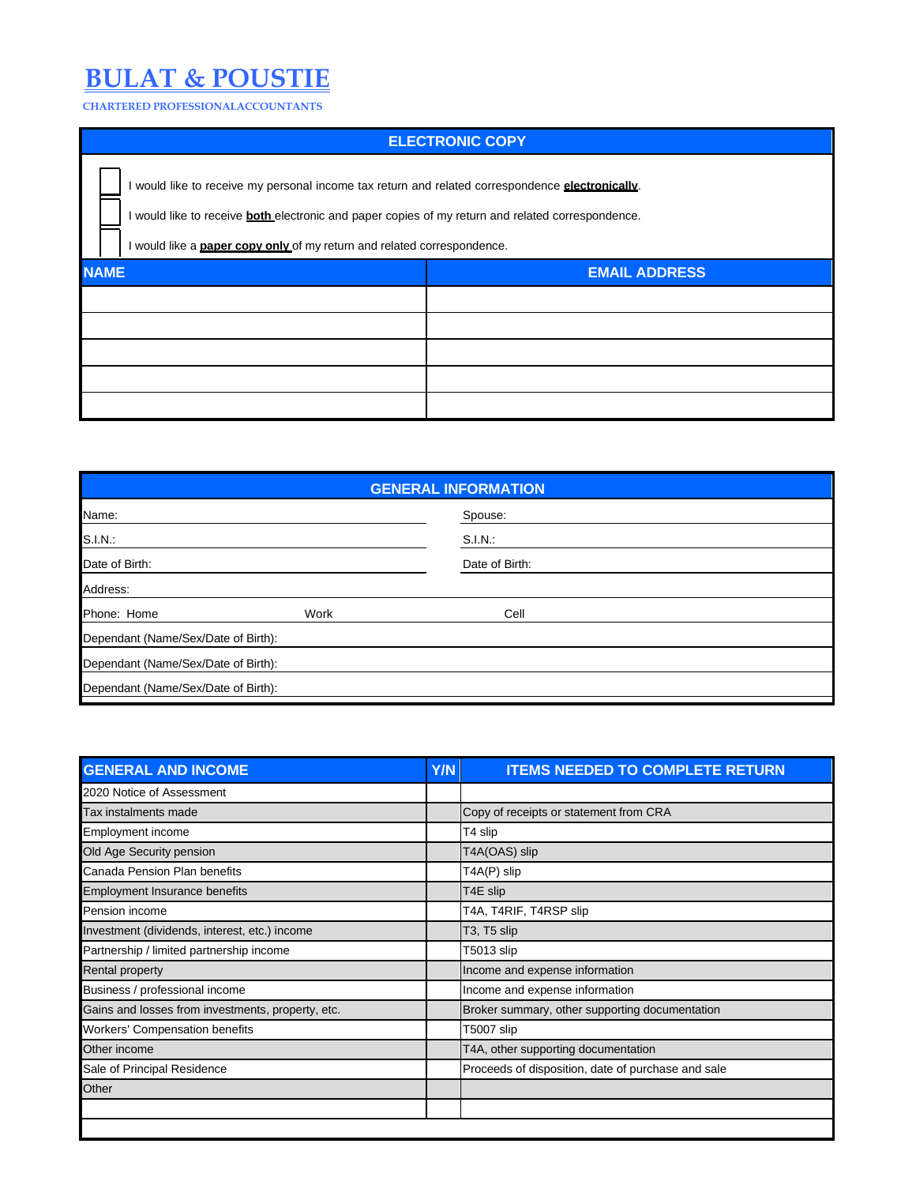# BULAT & POUSTIE

**CHARTERED PROFESSIONALACCOUNTANTS**

## ELECTRONIC COPY

- [ ] I would like to receive my personal income tax return and related correspondence **electronically**.
- [ ] I would like to receive **both** electronic and paper copies of my return and related correspondence.
- [ ] I would like a **paper copy only** of my return and related correspondence.

| NAME | EMAIL ADDRESS |
|---|---|
| | |
| | |
| | |
| | |
| | |

## GENERAL INFORMATION

| | |
|---|---|
| Name: | Spouse: |
| S.I.N.: | S.I.N.: |
| Date of Birth: | Date of Birth: |
| Address: | |
| Phone: Home Work | Cell |
| Dependant (Name/Sex/Date of Birth): | |
| Dependant (Name/Sex/Date of Birth): | |
| Dependant (Name/Sex/Date of Birth): | |

| GENERAL AND INCOME | Y/N | ITEMS NEEDED TO COMPLETE RETURN |
|---|---|---|
| 2020 Notice of Assessment | | |
| Tax instalments made | | Copy of receipts or statement from CRA |
| Employment income | | T4 slip |
| Old Age Security pension | | T4A(OAS) slip |
| Canada Pension Plan benefits | | T4A(P) slip |
| Employment Insurance benefits | | T4E slip |
| Pension income | | T4A, T4RIF, T4RSP slip |
| Investment (dividends, interest, etc.) income | | T3, T5 slip |
| Partnership / limited partnership income | | T5013 slip |
| Rental property | | Income and expense information |
| Business / professional income | | Income and expense information |
| Gains and losses from investments, property, etc. | | Broker summary, other supporting documentation |
| Workers' Compensation benefits | | T5007 slip |
| Other income | | T4A, other supporting documentation |
| Sale of Principal Residence | | Proceeds of disposition, date of purchase and sale |
| Other | | |
| | | |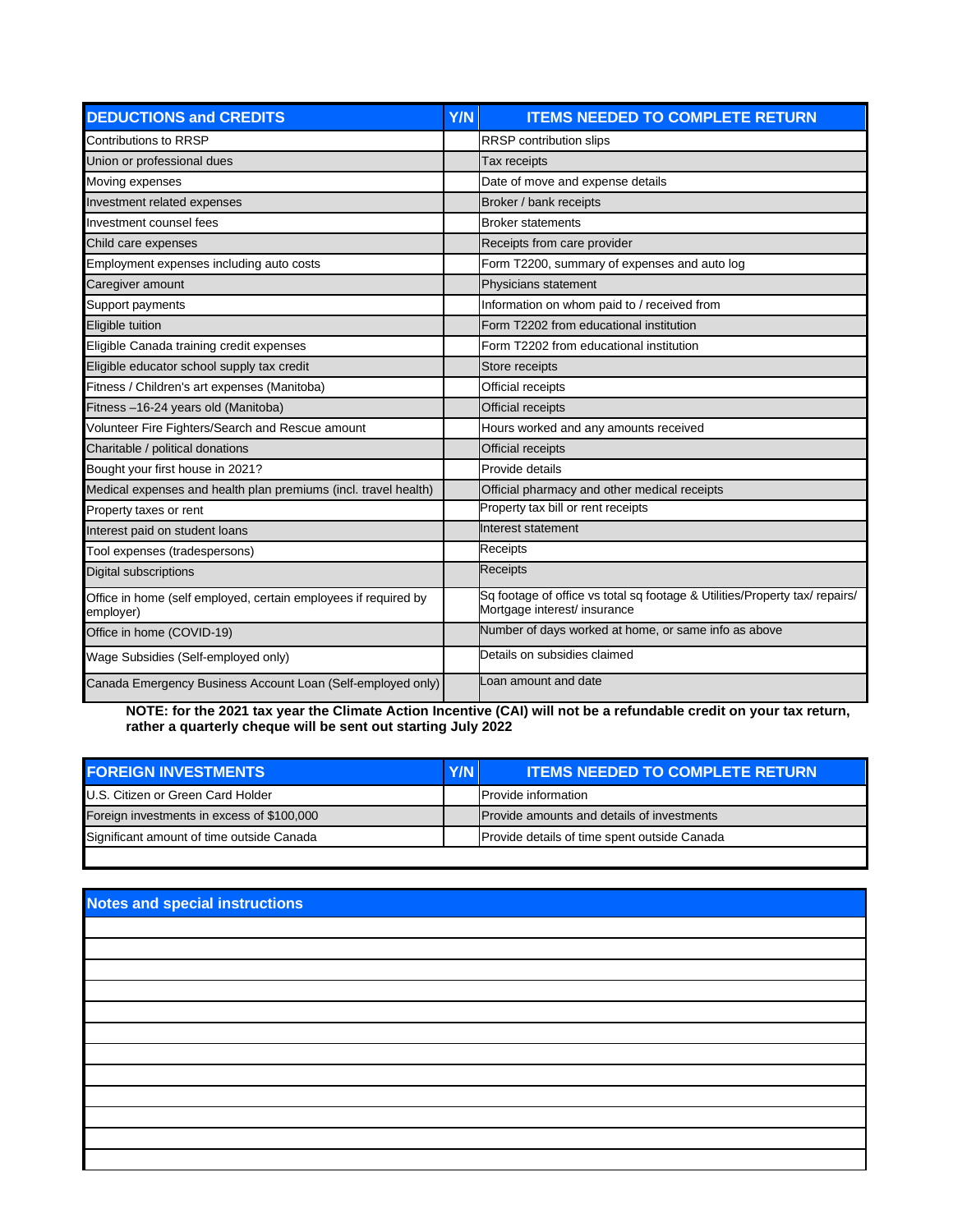| DEDUCTIONS and CREDITS | Y/N | ITEMS NEEDED TO COMPLETE RETURN |
|---|---|---|
| Contributions to RRSP | | RRSP contribution slips |
| Union or professional dues | | Tax receipts |
| Moving expenses | | Date of move and expense details |
| Investment related expenses | | Broker / bank receipts |
| Investment counsel fees | | Broker statements |
| Child care expenses | | Receipts from care provider |
| Employment expenses including auto costs | | Form T2200, summary of expenses and auto log |
| Caregiver amount | | Physicians statement |
| Support payments | | Information on whom paid to / received from |
| Eligible tuition | | Form T2202 from educational institution |
| Eligible Canada training credit expenses | | Form T2202 from educational institution |
| Eligible educator school supply tax credit | | Store receipts |
| Fitness / Children's art expenses (Manitoba) | | Official receipts |
| Fitness –16-24 years old (Manitoba) | | Official receipts |
| Volunteer Fire Fighters/Search and Rescue amount | | Hours worked and any amounts received |
| Charitable / political donations | | Official receipts |
| Bought your first house in 2021? | | Provide details |
| Medical expenses and health plan premiums (incl. travel health) | | Official pharmacy and other medical receipts |
| Property taxes or rent | | Property tax bill or rent receipts |
| Interest paid on student loans | | Interest statement |
| Tool expenses (tradespersons) | | Receipts |
| Digital subscriptions | | Receipts |
| Office in home (self employed, certain employees if required by employer) | | Sq footage of office vs total sq footage & Utilities/Property tax/ repairs/ Mortgage interest/ insurance |
| Office in home (COVID-19) | | Number of days worked at home, or same info as above |
| Wage Subsidies (Self-employed only) | | Details on subsidies claimed |
| Canada Emergency Business Account Loan (Self-employed only) | | Loan amount and date |

**NOTE: for the 2021 tax year the Climate Action Incentive (CAI) will not be a refundable credit on your tax return, rather a quarterly cheque will be sent out starting July 2022**

| FOREIGN INVESTMENTS | Y/N | ITEMS NEEDED TO COMPLETE RETURN |
|---|---|---|
| U.S. Citizen or Green Card Holder | | Provide information |
| Foreign investments in excess of $100,000 | | Provide amounts and details of investments |
| Significant amount of time outside Canada | | Provide details of time spent outside Canada |

## Notes and special instructions